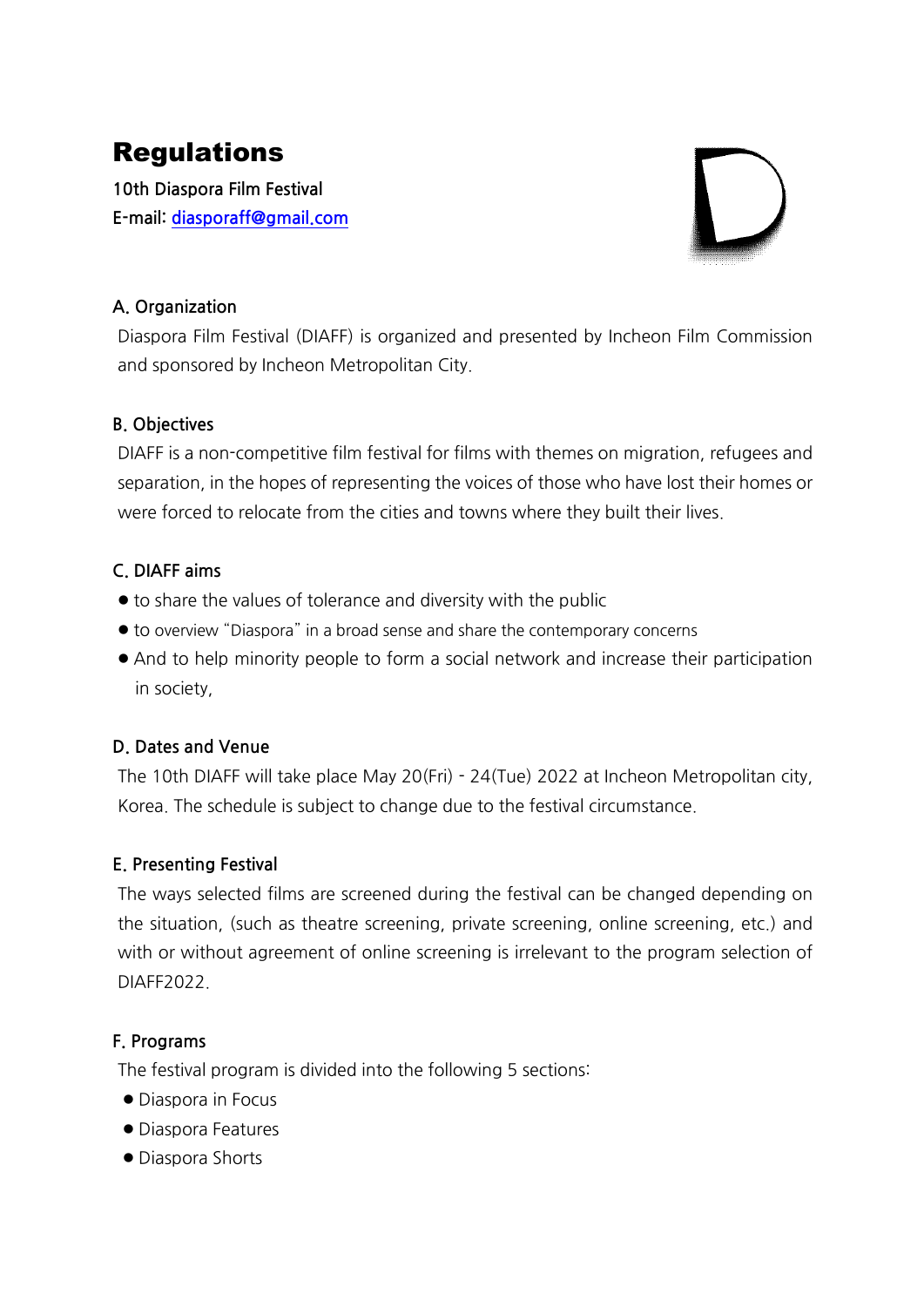# Regulations

10th Diaspora Film Festival
E-mail: diasporaff@gmail.com

### A. Organization

Diaspora Film Festival (DIAFF) is organized and presented by Incheon Film Commission and sponsored by Incheon Metropolitan City.

### B. Objectives

DIAFF is a non-competitive film festival for films with themes on migration, refugees and separation, in the hopes of representing the voices of those who have lost their homes or were forced to relocate from the cities and towns where they built their lives.

### C. DIAFF aims

- to share the values of tolerance and diversity with the public
- to overview "Diaspora" in a broad sense and share the contemporary concerns
- And to help minority people to form a social network and increase their participation in society,

### D. Dates and Venue

The 10th DIAFF will take place May 20(Fri) - 24(Tue) 2022 at Incheon Metropolitan city, Korea. The schedule is subject to change due to the festival circumstance.

### E. Presenting Festival

The ways selected films are screened during the festival can be changed depending on the situation, (such as theatre screening, private screening, online screening, etc.) and with or without agreement of online screening is irrelevant to the program selection of DIAFF2022.

### F. Programs

The festival program is divided into the following 5 sections:

- Diaspora in Focus
- Diaspora Features
- Diaspora Shorts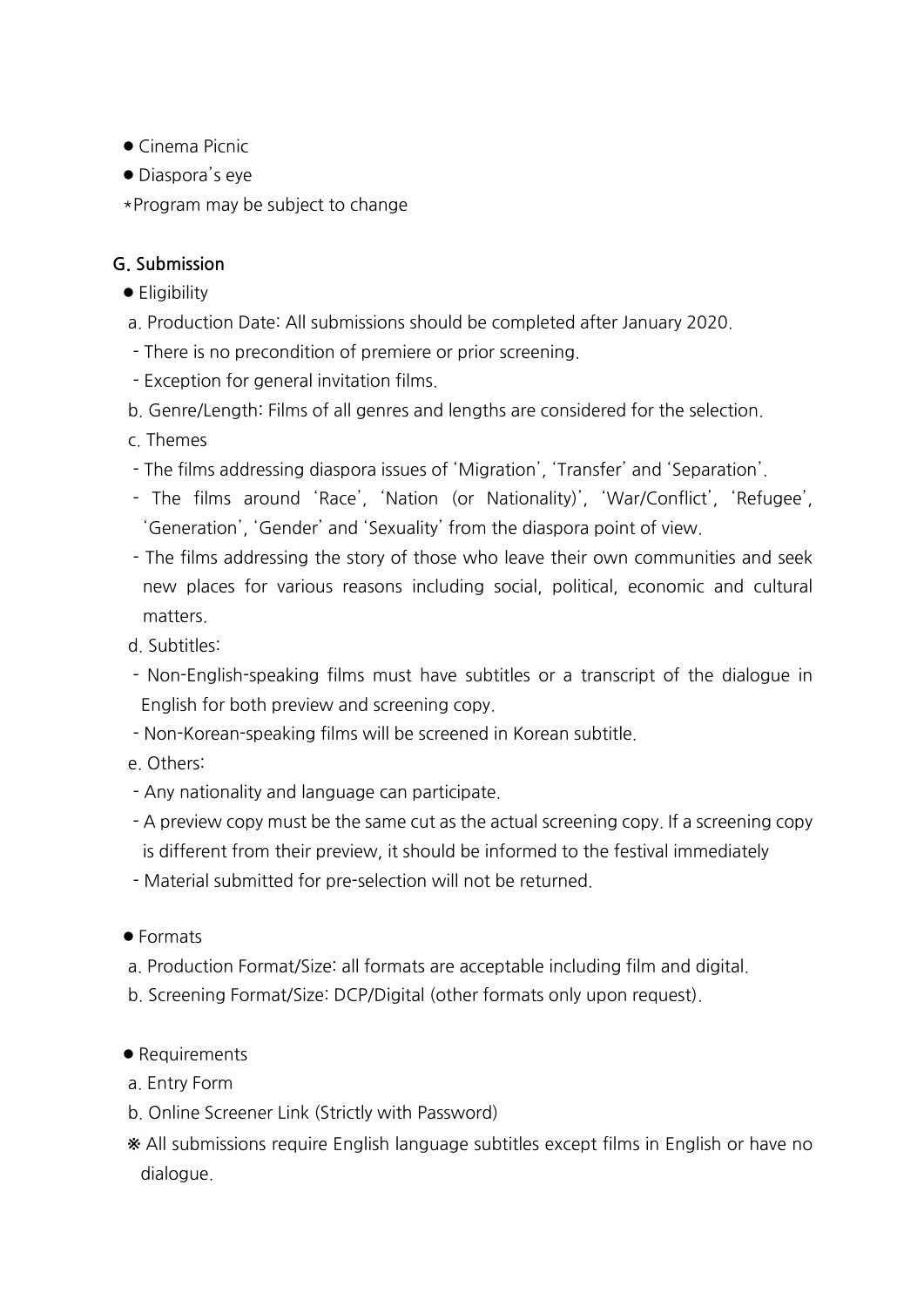- Cinema Picnic
- Diaspora's eye

*Program may be subject to change

## G. Submission

- Eligibility

a. Production Date: All submissions should be completed after January 2020.
- There is no precondition of premiere or prior screening.
- Exception for general invitation films.

b. Genre/Length: Films of all genres and lengths are considered for the selection.

c. Themes
- The films addressing diaspora issues of 'Migration', 'Transfer' and 'Separation'.
- The films around 'Race', 'Nation (or Nationality)', 'War/Conflict', 'Refugee', 'Generation', 'Gender' and 'Sexuality' from the diaspora point of view.
- The films addressing the story of those who leave their own communities and seek new places for various reasons including social, political, economic and cultural matters.

d. Subtitles:
- Non-English-speaking films must have subtitles or a transcript of the dialogue in English for both preview and screening copy.
- Non-Korean-speaking films will be screened in Korean subtitle.

e. Others:
- Any nationality and language can participate.
- A preview copy must be the same cut as the actual screening copy. If a screening copy is different from their preview, it should be informed to the festival immediately
- Material submitted for pre-selection will not be returned.

- Formats

a. Production Format/Size: all formats are acceptable including film and digital.

b. Screening Format/Size: DCP/Digital (other formats only upon request).

- Requirements

a. Entry Form

b. Online Screener Link (Strictly with Password)

※ All submissions require English language subtitles except films in English or have no dialogue.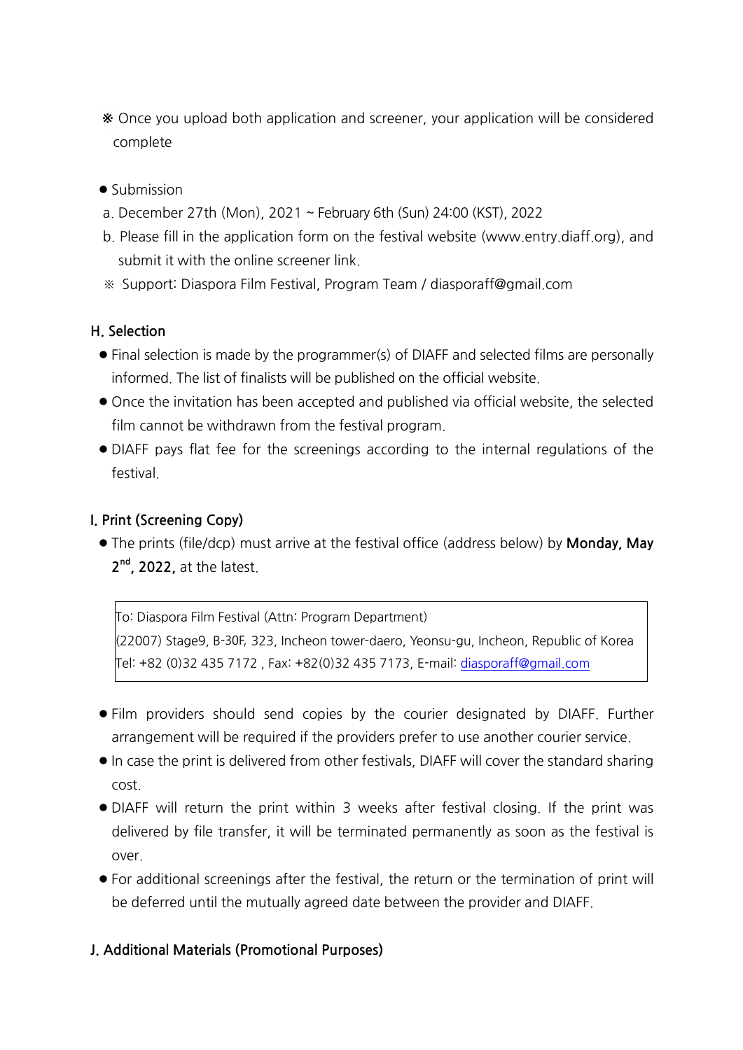※ Once you upload both application and screener, your application will be considered complete

- Submission

a. December 27th (Mon), 2021 ~ February 6th (Sun) 24:00 (KST), 2022

b. Please fill in the application form on the festival website (www.entry.diaff.org), and submit it with the online screener link.

※ Support: Diaspora Film Festival, Program Team / diasporaff@gmail.com

## H. Selection

- Final selection is made by the programmer(s) of DIAFF and selected films are personally informed. The list of finalists will be published on the official website.
- Once the invitation has been accepted and published via official website, the selected film cannot be withdrawn from the festival program.
- DIAFF pays flat fee for the screenings according to the internal regulations of the festival.

## I. Print (Screening Copy)

- The prints (file/dcp) must arrive at the festival office (address below) by **Monday, May 2nd, 2022,** at the latest.

| To: Diaspora Film Festival (Attn: Program Department)<br>(22007) Stage9, B-30F, 323, Incheon tower-daero, Yeonsu-gu, Incheon, Republic of Korea<br>Tel: +82 (0)32 435 7172 , Fax: +82(0)32 435 7173, E-mail: diasporaff@gmail.com |
|---|

- Film providers should send copies by the courier designated by DIAFF. Further arrangement will be required if the providers prefer to use another courier service.
- In case the print is delivered from other festivals, DIAFF will cover the standard sharing cost.
- DIAFF will return the print within 3 weeks after festival closing. If the print was delivered by file transfer, it will be terminated permanently as soon as the festival is over.
- For additional screenings after the festival, the return or the termination of print will be deferred until the mutually agreed date between the provider and DIAFF.

## J. Additional Materials (Promotional Purposes)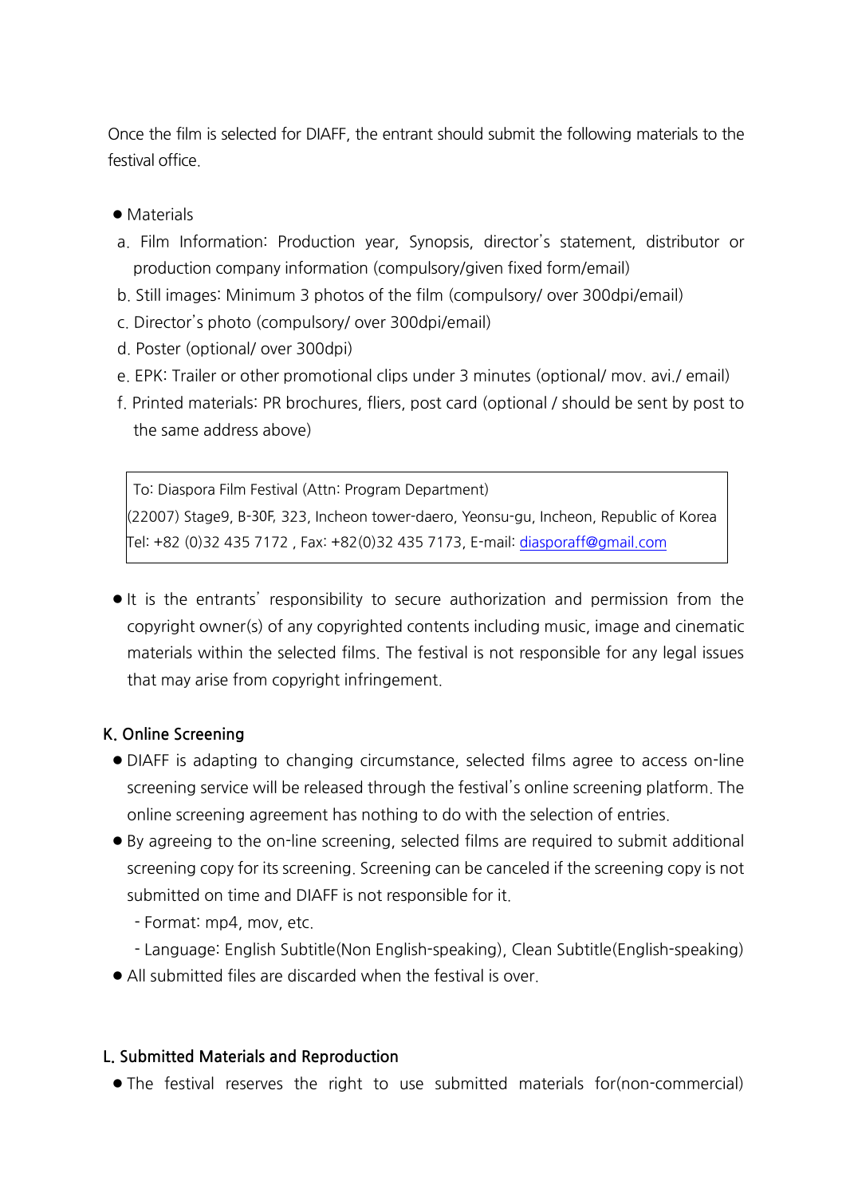Once the film is selected for DIAFF, the entrant should submit the following materials to the festival office.

- Materials
  a. Film Information: Production year, Synopsis, director's statement, distributor or production company information (compulsory/given fixed form/email)
  b. Still images: Minimum 3 photos of the film (compulsory/ over 300dpi/email)
  c. Director's photo (compulsory/ over 300dpi/email)
  d. Poster (optional/ over 300dpi)
  e. EPK: Trailer or other promotional clips under 3 minutes (optional/ mov. avi./ email)
  f. Printed materials: PR brochures, fliers, post card (optional / should be sent by post to the same address above)

| To: Diaspora Film Festival (Attn: Program Department)<br>(22007) Stage9, B-30F, 323, Incheon tower-daero, Yeonsu-gu, Incheon, Republic of Korea<br>Tel: +82 (0)32 435 7172 , Fax: +82(0)32 435 7173, E-mail: diasporaff@gmail.com |
|---|

- It is the entrants' responsibility to secure authorization and permission from the copyright owner(s) of any copyrighted contents including music, image and cinematic materials within the selected films. The festival is not responsible for any legal issues that may arise from copyright infringement.

### K. Online Screening

- DIAFF is adapting to changing circumstance, selected films agree to access on-line screening service will be released through the festival's online screening platform. The online screening agreement has nothing to do with the selection of entries.
- By agreeing to the on-line screening, selected films are required to submit additional screening copy for its screening. Screening can be canceled if the screening copy is not submitted on time and DIAFF is not responsible for it.
  - Format: mp4, mov, etc.
  - Language: English Subtitle(Non English-speaking), Clean Subtitle(English-speaking)
- All submitted files are discarded when the festival is over.

### L. Submitted Materials and Reproduction

- The festival reserves the right to use submitted materials for(non-commercial)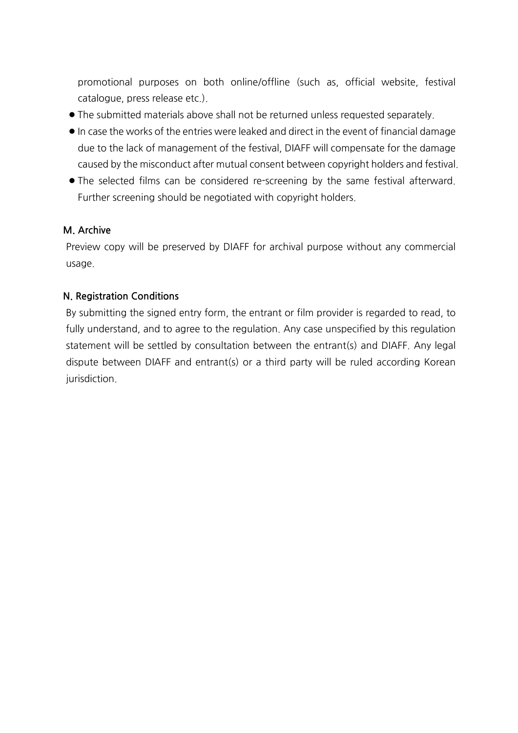promotional purposes on both online/offline (such as, official website, festival catalogue, press release etc.).

- The submitted materials above shall not be returned unless requested separately.
- In case the works of the entries were leaked and direct in the event of financial damage due to the lack of management of the festival, DIAFF will compensate for the damage caused by the misconduct after mutual consent between copyright holders and festival.
- The selected films can be considered re-screening by the same festival afterward. Further screening should be negotiated with copyright holders.

### M. Archive

Preview copy will be preserved by DIAFF for archival purpose without any commercial usage.

### N. Registration Conditions

By submitting the signed entry form, the entrant or film provider is regarded to read, to fully understand, and to agree to the regulation. Any case unspecified by this regulation statement will be settled by consultation between the entrant(s) and DIAFF. Any legal dispute between DIAFF and entrant(s) or a third party will be ruled according Korean jurisdiction.